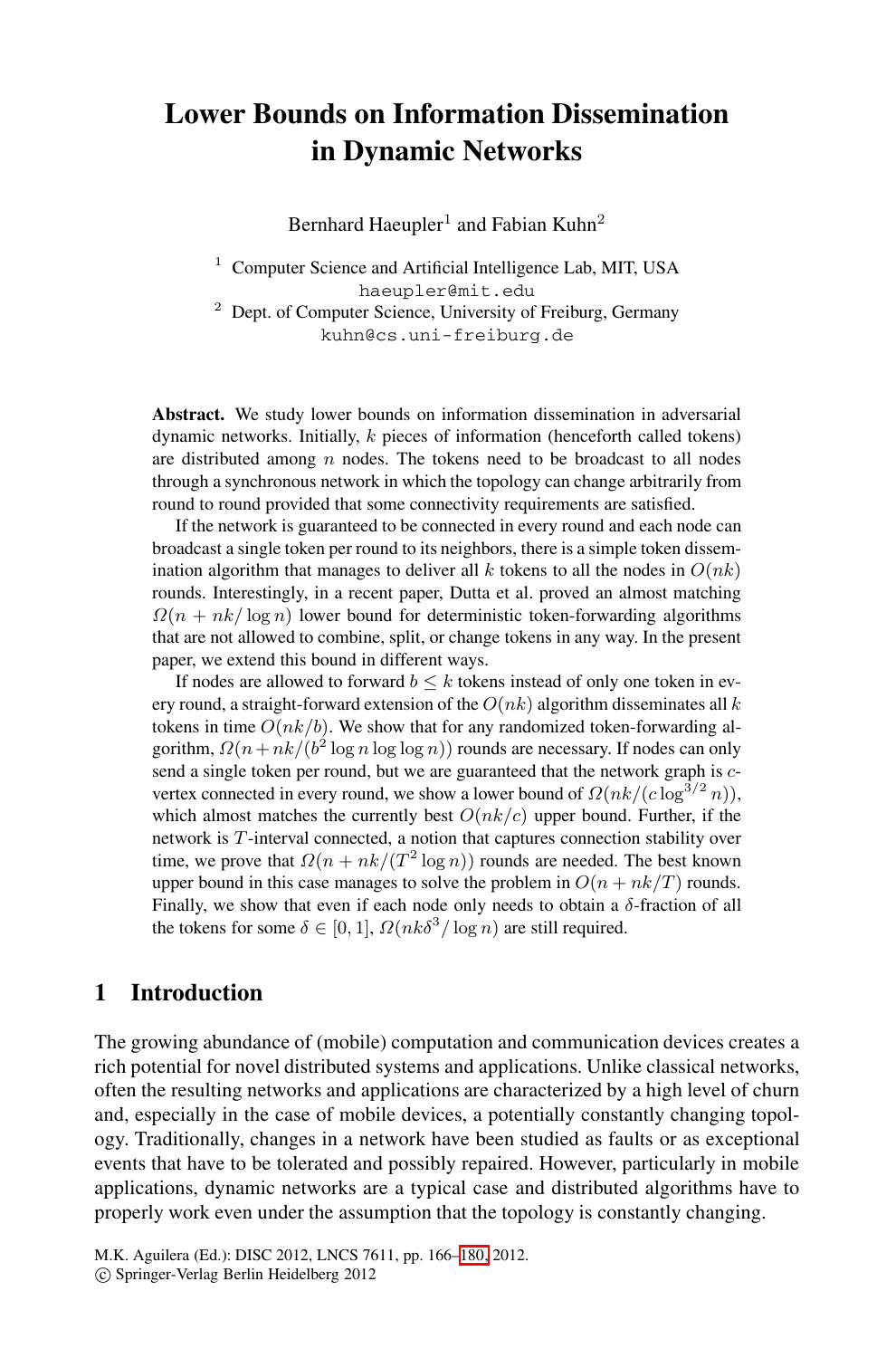# Lower Bounds on Information Dissemination in Dynamic Networks

Bernhard Haeupler[1] and Fabian Kuhn[2]

[1] Computer Science and Artificial Intelligence Lab, MIT, USA
haeupler@mit.edu

[2] Dept. of Computer Science, University of Freiburg, Germany
kuhn@cs.uni-freiburg.de

**Abstract.** We study lower bounds on information dissemination in adversarial dynamic networks. Initially, $k$ pieces of information (henceforth called tokens) are distributed among $n$ nodes. The tokens need to be broadcast to all nodes through a synchronous network in which the topology can change arbitrarily from round to round provided that some connectivity requirements are satisfied.

If the network is guaranteed to be connected in every round and each node can broadcast a single token per round to its neighbors, there is a simple token dissemination algorithm that manages to deliver all $k$ tokens to all the nodes in $O(nk)$ rounds. Interestingly, in a recent paper, Dutta et al. proved an almost matching $\Omega(n + nk/\log n)$ lower bound for deterministic token-forwarding algorithms that are not allowed to combine, split, or change tokens in any way. In the present paper, we extend this bound in different ways.

If nodes are allowed to forward $b \leq k$ tokens instead of only one token in every round, a straight-forward extension of the $O(nk)$ algorithm disseminates all $k$ tokens in time $O(nk/b)$. We show that for any randomized token-forwarding algorithm, $\Omega(n + nk/(b^2 \log n \log\log n))$ rounds are necessary. If nodes can only send a single token per round, but we are guaranteed that the network graph is $c$-vertex connected in every round, we show a lower bound of $\Omega(nk/(c \log^{3/2} n))$, which almost matches the currently best $O(nk/c)$ upper bound. Further, if the network is $T$-interval connected, a notion that captures connection stability over time, we prove that $\Omega(n + nk/(T^2 \log n))$ rounds are needed. The best known upper bound in this case manages to solve the problem in $O(n + nk/T)$ rounds. Finally, we show that even if each node only needs to obtain a $\delta$-fraction of all the tokens for some $\delta \in [0, 1]$, $\Omega(nk\delta^3/\log n)$ are still required.

## 1 Introduction

The growing abundance of (mobile) computation and communication devices creates a rich potential for novel distributed systems and applications. Unlike classical networks, often the resulting networks and applications are characterized by a high level of churn and, especially in the case of mobile devices, a potentially constantly changing topology. Traditionally, changes in a network have been studied as faults or as exceptional events that have to be tolerated and possibly repaired. However, particularly in mobile applications, dynamic networks are a typical case and distributed algorithms have to properly work even under the assumption that the topology is constantly changing.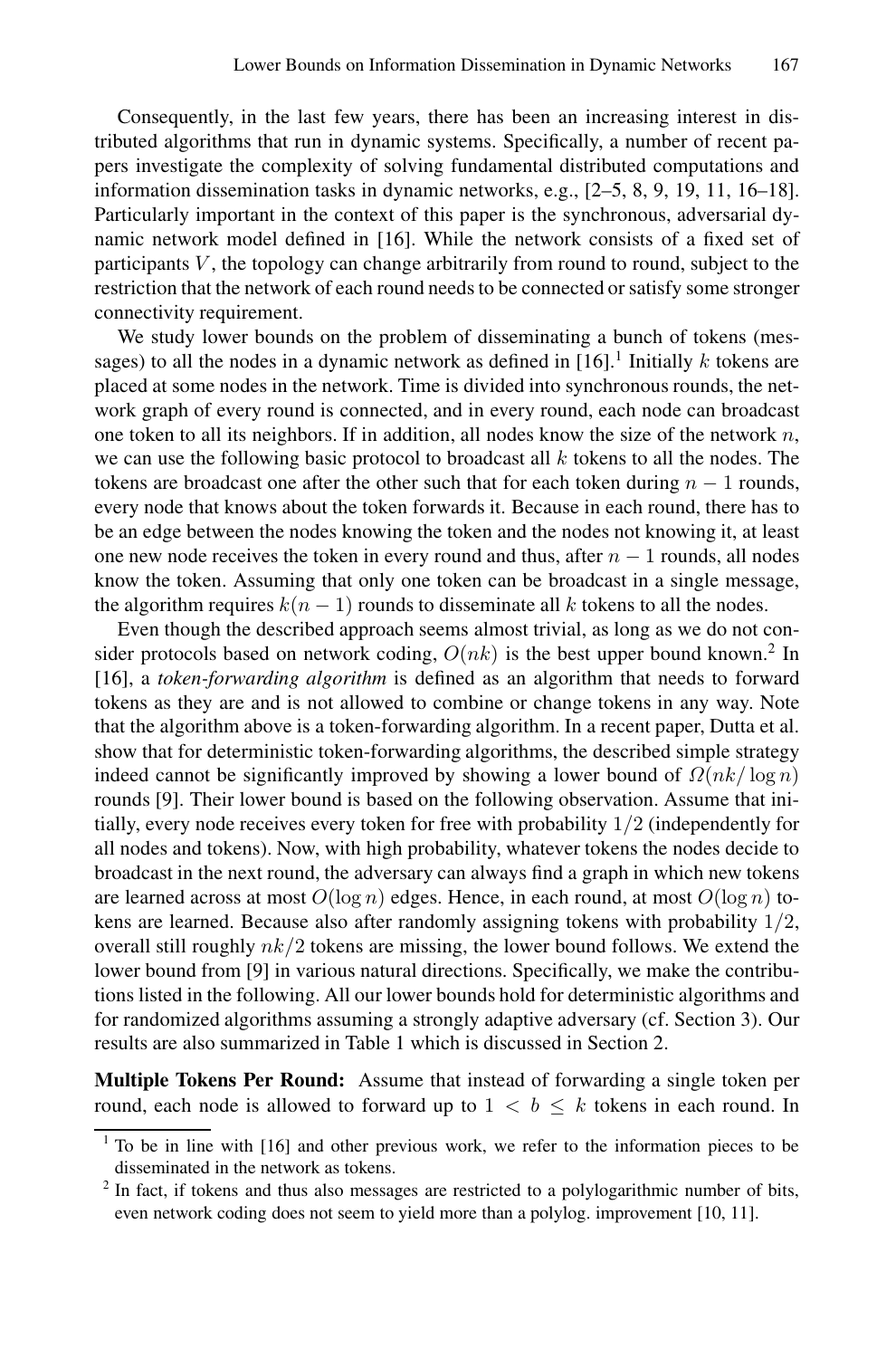Consequently, in the last few years, there has been an increasing interest in distributed algorithms that run in dynamic systems. Specifically, a number of recent papers investigate the complexity of solving fundamental distributed computations and information dissemination tasks in dynamic networks, e.g., [2–5, 8, 9, 19, 11, 16–18]. Particularly important in the context of this paper is the synchronous, adversarial dynamic network model defined in [16]. While the network consists of a fixed set of participants $V$, the topology can change arbitrarily from round to round, subject to the restriction that the network of each round needs to be connected or satisfy some stronger connectivity requirement.

We study lower bounds on the problem of disseminating a bunch of tokens (messages) to all the nodes in a dynamic network as defined in [16].[1] Initially $k$ tokens are placed at some nodes in the network. Time is divided into synchronous rounds, the network graph of every round is connected, and in every round, each node can broadcast one token to all its neighbors. If in addition, all nodes know the size of the network $n$, we can use the following basic protocol to broadcast all $k$ tokens to all the nodes. The tokens are broadcast one after the other such that for each token during $n-1$ rounds, every node that knows about the token forwards it. Because in each round, there has to be an edge between the nodes knowing the token and the nodes not knowing it, at least one new node receives the token in every round and thus, after $n-1$ rounds, all nodes know the token. Assuming that only one token can be broadcast in a single message, the algorithm requires $k(n-1)$ rounds to disseminate all $k$ tokens to all the nodes.

Even though the described approach seems almost trivial, as long as we do not consider protocols based on network coding, $O(nk)$ is the best upper bound known.[2] In [16], a *token-forwarding algorithm* is defined as an algorithm that needs to forward tokens as they are and is not allowed to combine or change tokens in any way. Note that the algorithm above is a token-forwarding algorithm. In a recent paper, Dutta et al. show that for deterministic token-forwarding algorithms, the described simple strategy indeed cannot be significantly improved by showing a lower bound of $\Omega(nk/\log n)$ rounds [9]. Their lower bound is based on the following observation. Assume that initially, every node receives every token for free with probability $1/2$ (independently for all nodes and tokens). Now, with high probability, whatever tokens the nodes decide to broadcast in the next round, the adversary can always find a graph in which new tokens are learned across at most $O(\log n)$ edges. Hence, in each round, at most $O(\log n)$ tokens are learned. Because also after randomly assigning tokens with probability $1/2$, overall still roughly $nk/2$ tokens are missing, the lower bound follows. We extend the lower bound from [9] in various natural directions. Specifically, we make the contributions listed in the following. All our lower bounds hold for deterministic algorithms and for randomized algorithms assuming a strongly adaptive adversary (cf. Section 3). Our results are also summarized in Table 1 which is discussed in Section 2.

**Multiple Tokens Per Round:** Assume that instead of forwarding a single token per round, each node is allowed to forward up to $1 < b \leq k$ tokens in each round. In

[1] To be in line with [16] and other previous work, we refer to the information pieces to be disseminated in the network as tokens.

[2] In fact, if tokens and thus also messages are restricted to a polylogarithmic number of bits, even network coding does not seem to yield more than a polylog. improvement [10, 11].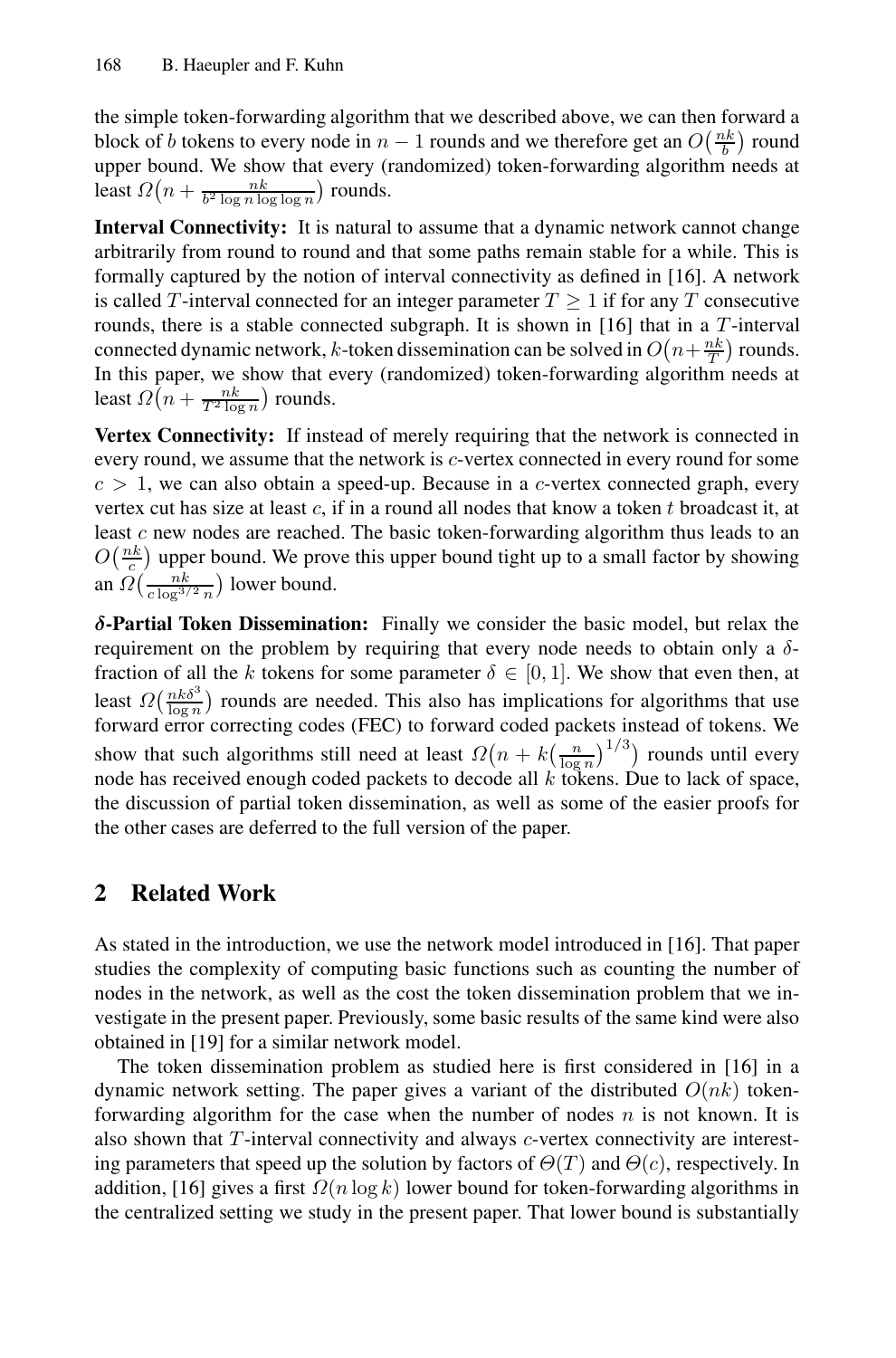the simple token-forwarding algorithm that we described above, we can then forward a block of $b$ tokens to every node in $n-1$ rounds and we therefore get an $O\big(\frac{nk}{b}\big)$ round upper bound. We show that every (randomized) token-forwarding algorithm needs at least $\Omega\big(n + \frac{nk}{b^2 \log n \log\log n}\big)$ rounds.

**Interval Connectivity:** It is natural to assume that a dynamic network cannot change arbitrarily from round to round and that some paths remain stable for a while. This is formally captured by the notion of interval connectivity as defined in [16]. A network is called $T$-interval connected for an integer parameter $T \geq 1$ if for any $T$ consecutive rounds, there is a stable connected subgraph. It is shown in [16] that in a $T$-interval connected dynamic network, $k$-token dissemination can be solved in $O\big(n + \frac{nk}{T}\big)$ rounds. In this paper, we show that every (randomized) token-forwarding algorithm needs at least $\Omega\big(n + \frac{nk}{T^2 \log n}\big)$ rounds.

**Vertex Connectivity:** If instead of merely requiring that the network is connected in every round, we assume that the network is $c$-vertex connected in every round for some $c > 1$, we can also obtain a speed-up. Because in a $c$-vertex connected graph, every vertex cut has size at least $c$, if in a round all nodes that know a token $t$ broadcast it, at least $c$ new nodes are reached. The basic token-forwarding algorithm thus leads to an $O\big(\frac{nk}{c}\big)$ upper bound. We prove this upper bound tight up to a small factor by showing an $\Omega\big(\frac{nk}{c \log^{3/2} n}\big)$ lower bound.

***δ*-Partial Token Dissemination:** Finally we consider the basic model, but relax the requirement on the problem by requiring that every node needs to obtain only a $\delta$-fraction of all the $k$ tokens for some parameter $\delta \in [0,1]$. We show that even then, at least $\Omega\big(\frac{nk\delta^3}{\log n}\big)$ rounds are needed. This also has implications for algorithms that use forward error correcting codes (FEC) to forward coded packets instead of tokens. We show that such algorithms still need at least $\Omega\big(n + k\big(\frac{n}{\log n}\big)^{1/3}\big)$ rounds until every node has received enough coded packets to decode all $k$ tokens. Due to lack of space, the discussion of partial token dissemination, as well as some of the easier proofs for the other cases are deferred to the full version of the paper.

## 2 Related Work

As stated in the introduction, we use the network model introduced in [16]. That paper studies the complexity of computing basic functions such as counting the number of nodes in the network, as well as the cost the token dissemination problem that we investigate in the present paper. Previously, some basic results of the same kind were also obtained in [19] for a similar network model.

The token dissemination problem as studied here is first considered in [16] in a dynamic network setting. The paper gives a variant of the distributed $O(nk)$ token-forwarding algorithm for the case when the number of nodes $n$ is not known. It is also shown that $T$-interval connectivity and always $c$-vertex connectivity are interesting parameters that speed up the solution by factors of $\Theta(T)$ and $\Theta(c)$, respectively. In addition, [16] gives a first $\Omega(n \log k)$ lower bound for token-forwarding algorithms in the centralized setting we study in the present paper. That lower bound is substantially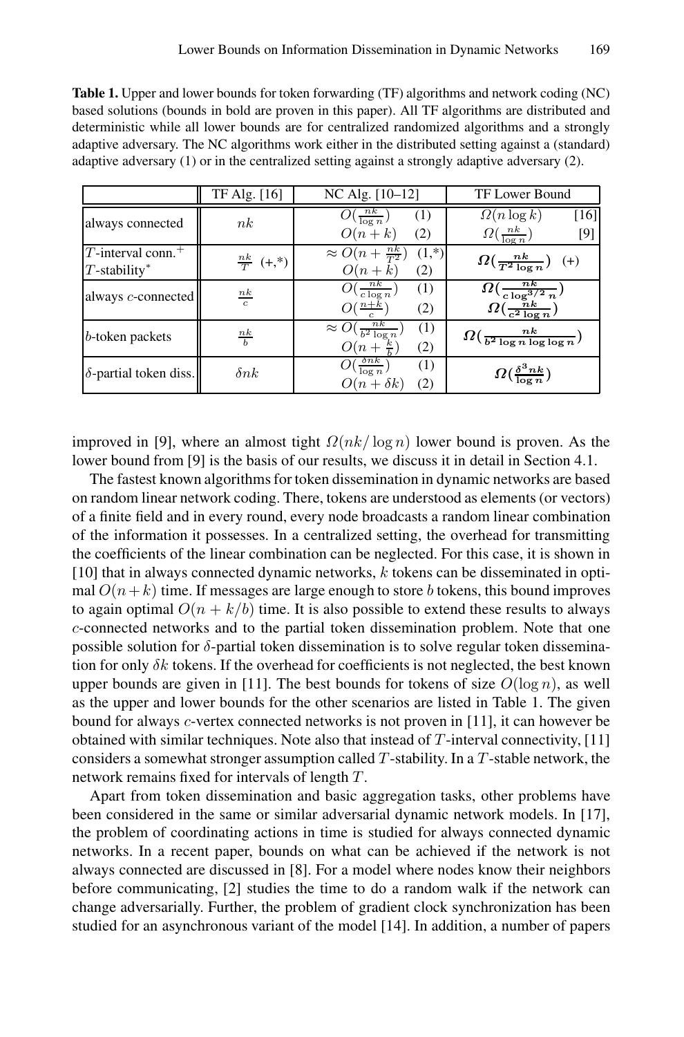**Table 1.** Upper and lower bounds for token forwarding (TF) algorithms and network coding (NC) based solutions (bounds in bold are proven in this paper). All TF algorithms are distributed and deterministic while all lower bounds are for centralized randomized algorithms and a strongly adaptive adversary. The NC algorithms work either in the distributed setting against a (standard) adaptive adversary (1) or in the centralized setting against a strongly adaptive adversary (2).

| | TF Alg. [16] | NC Alg. [10–12] | TF Lower Bound |
|---|---|---|---|
| always connected | $nk$ | $O(\frac{nk}{\log n})$ (1) <br> $O(n+k)$ (2) | $\Omega(n \log k)$ [16] <br> $\Omega(\frac{nk}{\log n})$ [9] |
| $T$-interval conn.$^+$ <br> $T$-stability$^*$ | $\frac{nk}{T}$ (+,*) | $\approx O(n + \frac{nk}{T^2})$ (1,*) <br> $O(n+k)$ (2) | $\boldsymbol{\Omega(\frac{nk}{T^2 \log n})}$ (+) |
| always $c$-connected | $\frac{nk}{c}$ | $O(\frac{nk}{c \log n})$ (1) <br> $O(\frac{n+k}{c})$ (2) | $\boldsymbol{\Omega(\frac{nk}{c \log^{3/2} n})}$ <br> $\boldsymbol{\Omega(\frac{nk}{c^2 \log n})}$ |
| $b$-token packets | $\frac{nk}{b}$ | $\approx O(\frac{nk}{b^2 \log n})$ (1) <br> $O(n + \frac{k}{b})$ (2) | $\boldsymbol{\Omega(\frac{nk}{b^2 \log n \log \log n})}$ |
| $\delta$-partial token diss. | $\delta nk$ | $O(\frac{\delta nk}{\log n})$ (1) <br> $O(n + \delta k)$ (2) | $\boldsymbol{\Omega(\frac{\delta^3 nk}{\log n})}$ |

improved in [9], where an almost tight $\Omega(nk/\log n)$ lower bound is proven. As the lower bound from [9] is the basis of our results, we discuss it in detail in Section 4.1.

The fastest known algorithms for token dissemination in dynamic networks are based on random linear network coding. There, tokens are understood as elements (or vectors) of a finite field and in every round, every node broadcasts a random linear combination of the information it possesses. In a centralized setting, the overhead for transmitting the coefficients of the linear combination can be neglected. For this case, it is shown in [10] that in always connected dynamic networks, $k$ tokens can be disseminated in optimal $O(n+k)$ time. If messages are large enough to store $b$ tokens, this bound improves to again optimal $O(n + k/b)$ time. It is also possible to extend these results to always $c$-connected networks and to the partial token dissemination problem. Note that one possible solution for $\delta$-partial token dissemination is to solve regular token dissemination for only $\delta k$ tokens. If the overhead for coefficients is not neglected, the best known upper bounds are given in [11]. The best bounds for tokens of size $O(\log n)$, as well as the upper and lower bounds for the other scenarios are listed in Table 1. The given bound for always $c$-vertex connected networks is not proven in [11], it can however be obtained with similar techniques. Note also that instead of $T$-interval connectivity, [11] considers a somewhat stronger assumption called $T$-stability. In a $T$-stable network, the network remains fixed for intervals of length $T$.

Apart from token dissemination and basic aggregation tasks, other problems have been considered in the same or similar adversarial dynamic network models. In [17], the problem of coordinating actions in time is studied for always connected dynamic networks. In a recent paper, bounds on what can be achieved if the network is not always connected are discussed in [8]. For a model where nodes know their neighbors before communicating, [2] studies the time to do a random walk if the network can change adversarially. Further, the problem of gradient clock synchronization has been studied for an asynchronous variant of the model [14]. In addition, a number of papers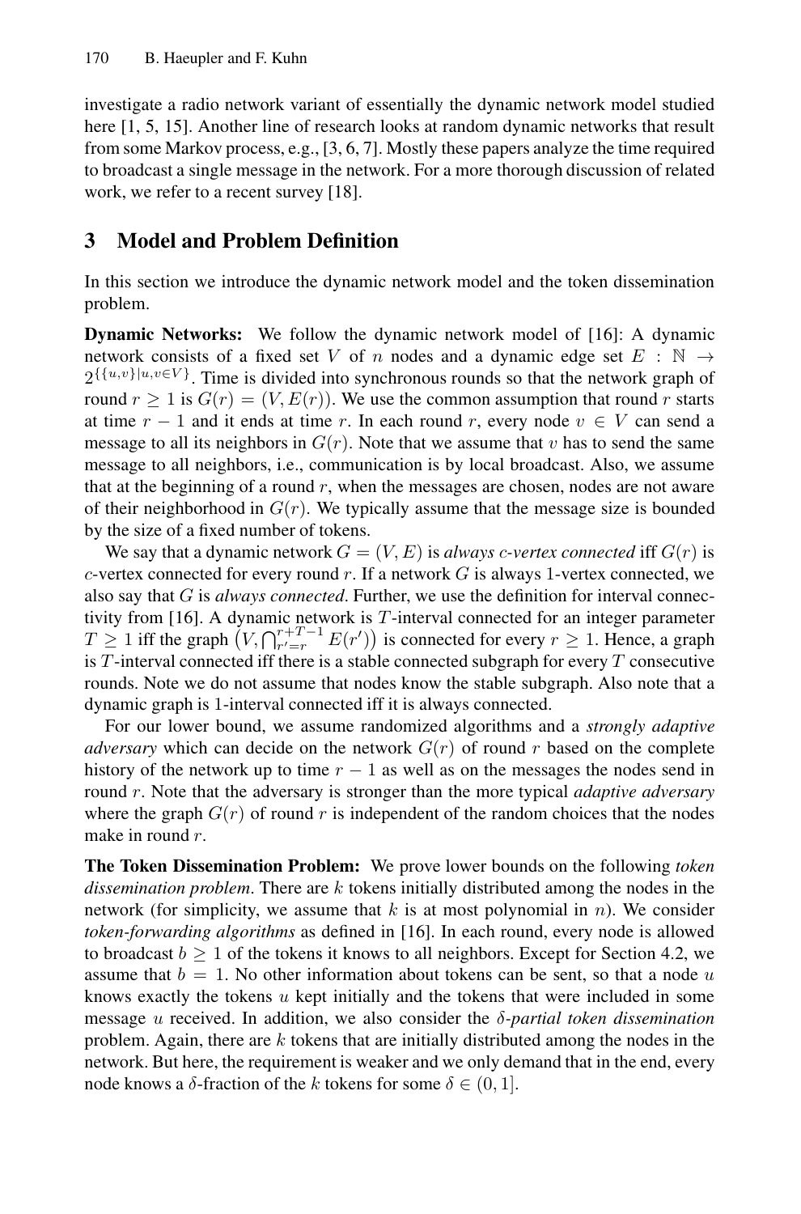investigate a radio network variant of essentially the dynamic network model studied here [1, 5, 15]. Another line of research looks at random dynamic networks that result from some Markov process, e.g., [3, 6, 7]. Mostly these papers analyze the time required to broadcast a single message in the network. For a more thorough discussion of related work, we refer to a recent survey [18].

## 3 Model and Problem Definition

In this section we introduce the dynamic network model and the token dissemination problem.

**Dynamic Networks:** We follow the dynamic network model of [16]: A dynamic network consists of a fixed set $V$ of $n$ nodes and a dynamic edge set $E : \mathbb{N} \rightarrow 2^{\{\{u,v\} | u,v \in V\}}$. Time is divided into synchronous rounds so that the network graph of round $r \geq 1$ is $G(r) = (V, E(r))$. We use the common assumption that round $r$ starts at time $r - 1$ and it ends at time $r$. In each round $r$, every node $v \in V$ can send a message to all its neighbors in $G(r)$. Note that we assume that $v$ has to send the same message to all neighbors, i.e., communication is by local broadcast. Also, we assume that at the beginning of a round $r$, when the messages are chosen, nodes are not aware of their neighborhood in $G(r)$. We typically assume that the message size is bounded by the size of a fixed number of tokens.

We say that a dynamic network $G = (V, E)$ is *always $c$-vertex connected* iff $G(r)$ is $c$-vertex connected for every round $r$. If a network $G$ is always 1-vertex connected, we also say that $G$ is *always connected*. Further, we use the definition for interval connectivity from [16]. A dynamic network is $T$-interval connected for an integer parameter $T \geq 1$ iff the graph $\left(V, \bigcap_{r'=r}^{r+T-1} E(r')\right)$ is connected for every $r \geq 1$. Hence, a graph is $T$-interval connected iff there is a stable connected subgraph for every $T$ consecutive rounds. Note we do not assume that nodes know the stable subgraph. Also note that a dynamic graph is 1-interval connected iff it is always connected.

For our lower bound, we assume randomized algorithms and a *strongly adaptive adversary* which can decide on the network $G(r)$ of round $r$ based on the complete history of the network up to time $r - 1$ as well as on the messages the nodes send in round $r$. Note that the adversary is stronger than the more typical *adaptive adversary* where the graph $G(r)$ of round $r$ is independent of the random choices that the nodes make in round $r$.

**The Token Dissemination Problem:** We prove lower bounds on the following *token dissemination problem*. There are $k$ tokens initially distributed among the nodes in the network (for simplicity, we assume that $k$ is at most polynomial in $n$). We consider *token-forwarding algorithms* as defined in [16]. In each round, every node is allowed to broadcast $b \geq 1$ of the tokens it knows to all neighbors. Except for Section 4.2, we assume that $b = 1$. No other information about tokens can be sent, so that a node $u$ knows exactly the tokens $u$ kept initially and the tokens that were included in some message $u$ received. In addition, we also consider the *$\delta$-partial token dissemination* problem. Again, there are $k$ tokens that are initially distributed among the nodes in the network. But here, the requirement is weaker and we only demand that in the end, every node knows a $\delta$-fraction of the $k$ tokens for some $\delta \in (0, 1]$.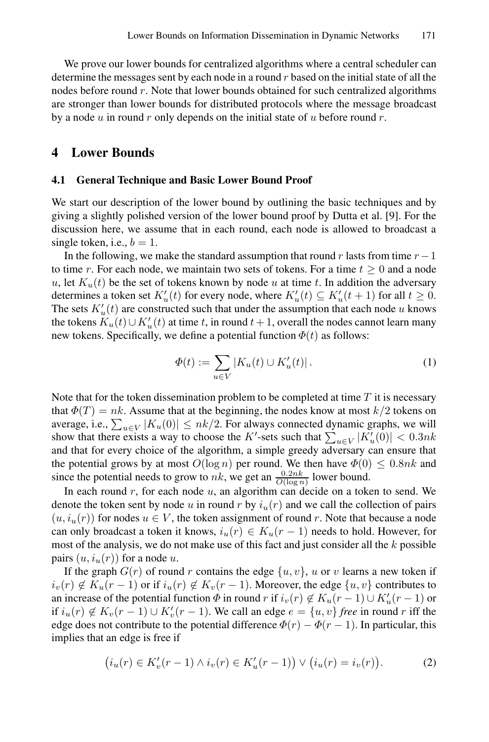We prove our lower bounds for centralized algorithms where a central scheduler can determine the messages sent by each node in a round $r$ based on the initial state of all the nodes before round $r$. Note that lower bounds obtained for such centralized algorithms are stronger than lower bounds for distributed protocols where the message broadcast by a node $u$ in round $r$ only depends on the initial state of $u$ before round $r$.

## 4 Lower Bounds

### 4.1 General Technique and Basic Lower Bound Proof

We start our description of the lower bound by outlining the basic techniques and by giving a slightly polished version of the lower bound proof by Dutta et al. [9]. For the discussion here, we assume that in each round, each node is allowed to broadcast a single token, i.e., $b = 1$.

In the following, we make the standard assumption that round $r$ lasts from time $r-1$ to time $r$. For each node, we maintain two sets of tokens. For a time $t \geq 0$ and a node $u$, let $K_u(t)$ be the set of tokens known by node $u$ at time $t$. In addition the adversary determines a token set $K'_u(t)$ for every node, where $K'_u(t) \subseteq K'_u(t+1)$ for all $t \geq 0$. The sets $K'_u(t)$ are constructed such that under the assumption that each node $u$ knows the tokens $K_u(t) \cup K'_u(t)$ at time $t$, in round $t+1$, overall the nodes cannot learn many new tokens. Specifically, we define a potential function $\Phi(t)$ as follows:

$$\Phi(t) := \sum_{u \in V} |K_u(t) \cup K'_u(t)|. \tag{1}$$

Note that for the token dissemination problem to be completed at time $T$ it is necessary that $\Phi(T) = nk$. Assume that at the beginning, the nodes know at most $k/2$ tokens on average, i.e., $\sum_{u \in V} |K_u(0)| \leq nk/2$. For always connected dynamic graphs, we will show that there exists a way to choose the $K'$-sets such that $\sum_{u \in V} |K'_u(0)| < 0.3nk$ and that for every choice of the algorithm, a simple greedy adversary can ensure that the potential grows by at most $O(\log n)$ per round. We then have $\Phi(0) \leq 0.8nk$ and since the potential needs to grow to $nk$, we get an $\frac{0.2nk}{O(\log n)}$ lower bound.

In each round $r$, for each node $u$, an algorithm can decide on a token to send. We denote the token sent by node $u$ in round $r$ by $i_u(r)$ and we call the collection of pairs $(u, i_u(r))$ for nodes $u \in V$, the token assignment of round $r$. Note that because a node can only broadcast a token it knows, $i_u(r) \in K_u(r-1)$ needs to hold. However, for most of the analysis, we do not make use of this fact and just consider all the $k$ possible pairs $(u, i_u(r))$ for a node $u$.

If the graph $G(r)$ of round $r$ contains the edge $\{u, v\}$, $u$ or $v$ learns a new token if $i_v(r) \notin K_u(r-1)$ or if $i_u(r) \notin K_v(r-1)$. Moreover, the edge $\{u, v\}$ contributes to an increase of the potential function $\Phi$ in round $r$ if $i_v(r) \notin K_u(r-1) \cup K'_u(r-1)$ or if $i_u(r) \notin K_v(r-1) \cup K'_v(r-1)$. We call an edge $e = \{u, v\}$ *free* in round $r$ iff the edge does not contribute to the potential difference $\Phi(r) - \Phi(r-1)$. In particular, this implies that an edge is free if

$$\big(i_u(r) \in K'_v(r-1) \wedge i_v(r) \in K'_u(r-1)\big) \vee \big(i_u(r) = i_v(r)\big). \tag{2}$$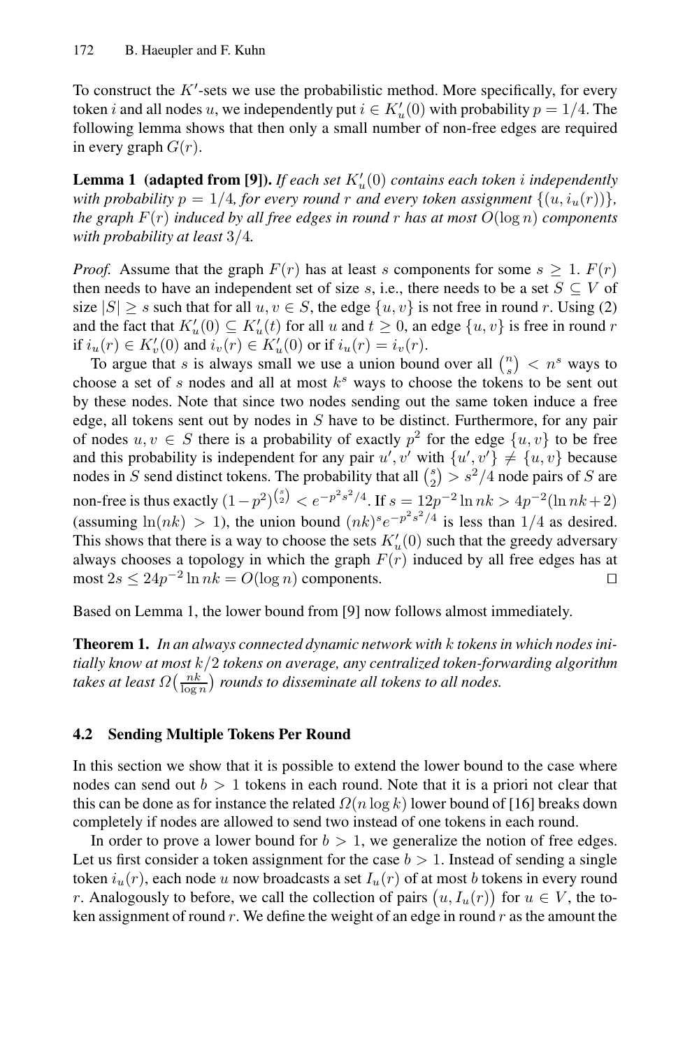To construct the $K'$-sets we use the probabilistic method. More specifically, for every token $i$ and all nodes $u$, we independently put $i \in K'_u(0)$ with probability $p = 1/4$. The following lemma shows that then only a small number of non-free edges are required in every graph $G(r)$.

**Lemma 1 (adapted from [9]).** *If each set $K'_u(0)$ contains each token $i$ independently with probability $p = 1/4$, for every round $r$ and every token assignment $\{(u, i_u(r))\}$, the graph $F(r)$ induced by all free edges in round $r$ has at most $O(\log n)$ components with probability at least $3/4$.*

*Proof.* Assume that the graph $F(r)$ has at least $s$ components for some $s \geq 1$. $F(r)$ then needs to have an independent set of size $s$, i.e., there needs to be a set $S \subseteq V$ of size $|S| \geq s$ such that for all $u, v \in S$, the edge $\{u, v\}$ is not free in round $r$. Using (2) and the fact that $K'_u(0) \subseteq K'_u(t)$ for all $u$ and $t \geq 0$, an edge $\{u, v\}$ is free in round $r$ if $i_u(r) \in K'_v(0)$ and $i_v(r) \in K'_u(0)$ or if $i_u(r) = i_v(r)$.

To argue that $s$ is always small we use a union bound over all $\binom{n}{s} < n^s$ ways to choose a set of $s$ nodes and all at most $k^s$ ways to choose the tokens to be sent out by these nodes. Note that since two nodes sending out the same token induce a free edge, all tokens sent out by nodes in $S$ have to be distinct. Furthermore, for any pair of nodes $u, v \in S$ there is a probability of exactly $p^2$ for the edge $\{u, v\}$ to be free and this probability is independent for any pair $u', v'$ with $\{u', v'\} \neq \{u, v\}$ because nodes in $S$ send distinct tokens. The probability that all $\binom{s}{2} > s^2/4$ node pairs of $S$ are non-free is thus exactly $(1-p^2)^{\binom{s}{2}} < e^{-p^2 s^2/4}$. If $s = 12p^{-2} \ln nk > 4p^{-2}(\ln nk + 2)$ (assuming $\ln(nk) > 1$), the union bound $(nk)^s e^{-p^2 s^2/4}$ is less than $1/4$ as desired. This shows that there is a way to choose the sets $K'_u(0)$ such that the greedy adversary always chooses a topology in which the graph $F(r)$ induced by all free edges has at most $2s \leq 24p^{-2} \ln nk = O(\log n)$ components. ☐

Based on Lemma 1, the lower bound from [9] now follows almost immediately.

**Theorem 1.** *In an always connected dynamic network with $k$ tokens in which nodes initially know at most $k/2$ tokens on average, any centralized token-forwarding algorithm takes at least $\Omega\left(\frac{nk}{\log n}\right)$ rounds to disseminate all tokens to all nodes.*

### 4.2 Sending Multiple Tokens Per Round

In this section we show that it is possible to extend the lower bound to the case where nodes can send out $b > 1$ tokens in each round. Note that it is a priori not clear that this can be done as for instance the related $\Omega(n \log k)$ lower bound of [16] breaks down completely if nodes are allowed to send two instead of one tokens in each round.

In order to prove a lower bound for $b > 1$, we generalize the notion of free edges. Let us first consider a token assignment for the case $b > 1$. Instead of sending a single token $i_u(r)$, each node $u$ now broadcasts a set $I_u(r)$ of at most $b$ tokens in every round $r$. Analogously to before, we call the collection of pairs $\left(u, I_u(r)\right)$ for $u \in V$, the token assignment of round $r$. We define the weight of an edge in round $r$ as the amount the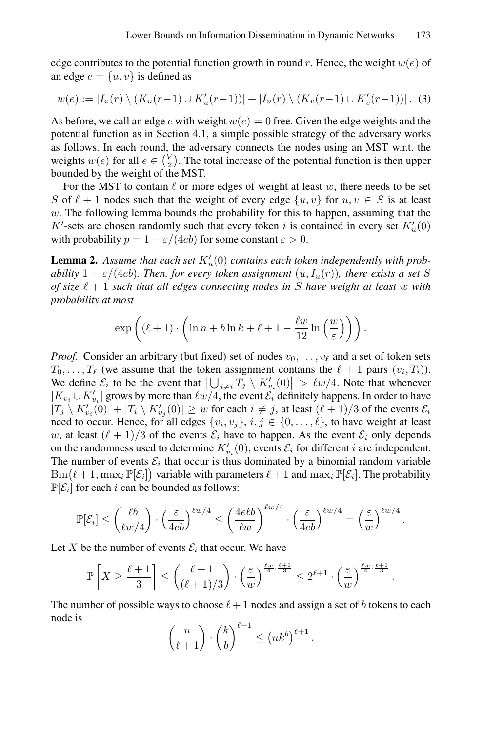edge contributes to the potential function growth in round $r$. Hence, the weight $w(e)$ of an edge $e = \{u, v\}$ is defined as

$$w(e) := |I_v(r) \setminus (K_u(r-1) \cup K'_u(r-1))| + |I_u(r) \setminus (K_v(r-1) \cup K'_v(r-1))|\,. \quad (3)$$

As before, we call an edge $e$ with weight $w(e) = 0$ free. Given the edge weights and the potential function as in Section 4.1, a simple possible strategy of the adversary works as follows. In each round, the adversary connects the nodes using an MST w.r.t. the weights $w(e)$ for all $e \in \binom{V}{2}$. The total increase of the potential function is then upper bounded by the weight of the MST.

For the MST to contain $\ell$ or more edges of weight at least $w$, there needs to be set $S$ of $\ell + 1$ nodes such that the weight of every edge $\{u, v\}$ for $u, v \in S$ is at least $w$. The following lemma bounds the probability for this to happen, assuming that the $K'$-sets are chosen randomly such that every token $i$ is contained in every set $K'_u(0)$ with probability $p = 1 - \varepsilon/(4eb)$ for some constant $\varepsilon > 0$.

**Lemma 2.** *Assume that each set $K'_u(0)$ contains each token independently with probability $1 - \varepsilon/(4eb)$. Then, for every token assignment $(u, I_u(r))$, there exists a set $S$ of size $\ell + 1$ such that all edges connecting nodes in $S$ have weight at least $w$ with probability at most*

$$\exp\left((\ell+1) \cdot \left(\ln n + b \ln k + \ell + 1 - \frac{\ell w}{12} \ln\left(\frac{w}{\varepsilon}\right)\right)\right).$$

*Proof.* Consider an arbitrary (but fixed) set of nodes $v_0, \ldots, v_\ell$ and a set of token sets $T_0, \ldots, T_\ell$ (we assume that the token assignment contains the $\ell + 1$ pairs $(v_i, T_i)$). We define $\mathcal{E}_i$ to be the event that $\left|\bigcup_{j \neq i} T_j \setminus K'_{v_i}(0)\right| > \ell w/4$. Note that whenever $|K_{v_i} \cup K'_{v_i}|$ grows by more than $\ell w/4$, the event $\mathcal{E}_i$ definitely happens. In order to have $|T_j \setminus K'_{v_i}(0)| + |T_i \setminus K'_{v_j}(0)| \geq w$ for each $i \neq j$, at least $(\ell + 1)/3$ of the events $\mathcal{E}_i$ need to occur. Hence, for all edges $\{v_i, v_j\}$, $i, j \in \{0, \ldots, \ell\}$, to have weight at least $w$, at least $(\ell + 1)/3$ of the events $\mathcal{E}_i$ have to happen. As the event $\mathcal{E}_i$ only depends on the randomness used to determine $K'_{v_i}(0)$, events $\mathcal{E}_i$ for different $i$ are independent. The number of events $\mathcal{E}_i$ that occur is thus dominated by a binomial random variable $\mathrm{Bin}\big(\ell + 1, \max_i \mathbb{P}[\mathcal{E}_i]\big)$ variable with parameters $\ell + 1$ and $\max_i \mathbb{P}[\mathcal{E}_i]$. The probability $\mathbb{P}[\mathcal{E}_i]$ for each $i$ can be bounded as follows:

$$\mathbb{P}[\mathcal{E}_i] \leq \binom{\ell b}{\ell w/4} \cdot \left(\frac{\varepsilon}{4eb}\right)^{\ell w/4} \leq \left(\frac{4e\ell b}{\ell w}\right)^{\ell w/4} \cdot \left(\frac{\varepsilon}{4eb}\right)^{\ell w/4} = \left(\frac{\varepsilon}{w}\right)^{\ell w/4}.$$

Let $X$ be the number of events $\mathcal{E}_i$ that occur. We have

$$\mathbb{P}\left[X \geq \frac{\ell+1}{3}\right] \leq \binom{\ell+1}{(\ell+1)/3} \cdot \left(\frac{\varepsilon}{w}\right)^{\frac{\ell w}{4} \cdot \frac{\ell+1}{3}} \leq 2^{\ell+1} \cdot \left(\frac{\varepsilon}{w}\right)^{\frac{\ell w}{4} \cdot \frac{\ell+1}{3}}.$$

The number of possible ways to choose $\ell + 1$ nodes and assign a set of $b$ tokens to each node is

$$\binom{n}{\ell+1} \cdot \binom{k}{b}^{\ell+1} \leq \left(nk^b\right)^{\ell+1}.$$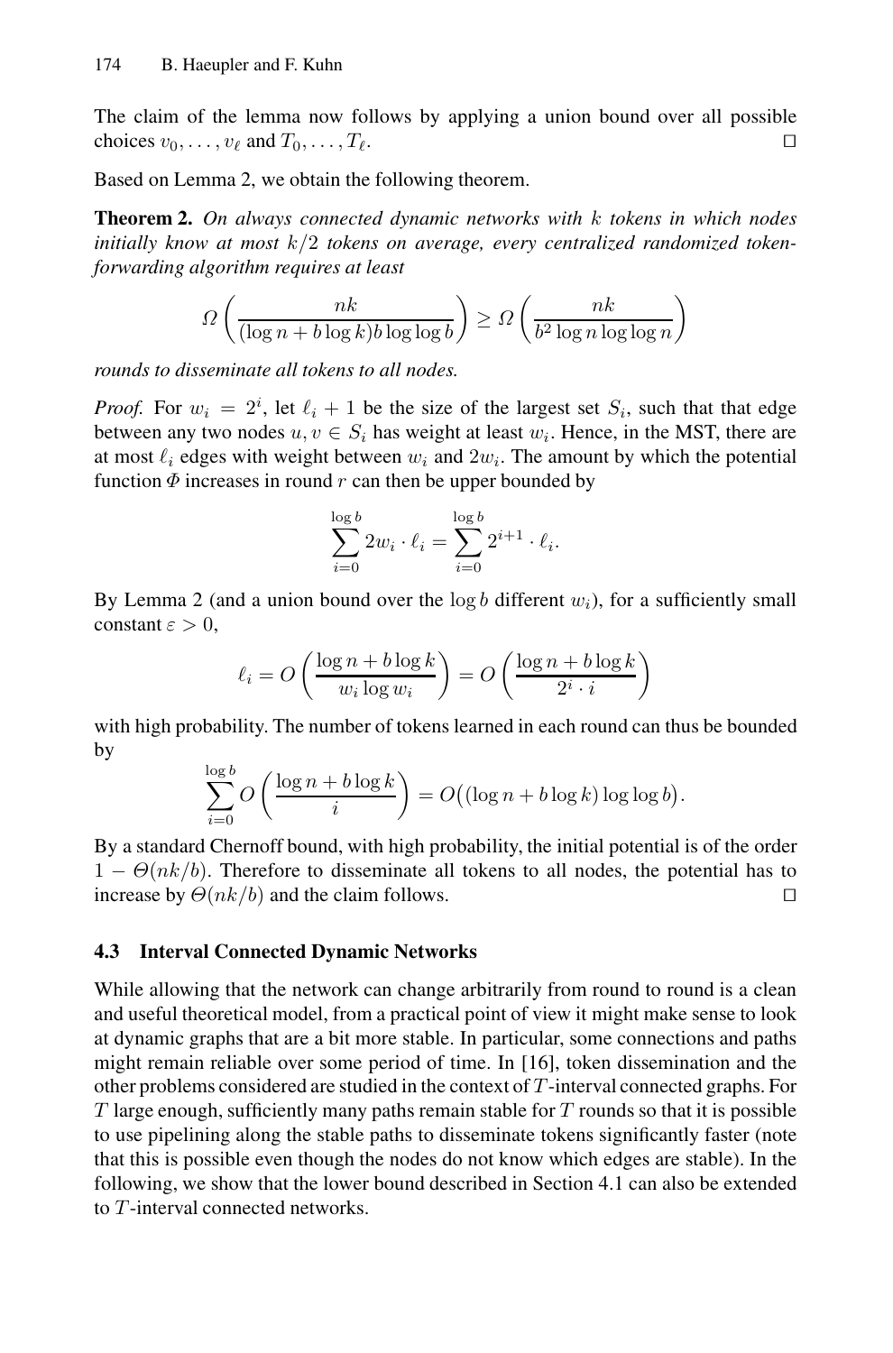The claim of the lemma now follows by applying a union bound over all possible choices $v_0, \ldots, v_\ell$ and $T_0, \ldots, T_\ell$. $\square$

Based on Lemma 2, we obtain the following theorem.

**Theorem 2.** *On always connected dynamic networks with $k$ tokens in which nodes initially know at most $k/2$ tokens on average, every centralized randomized token-forwarding algorithm requires at least*

$$\Omega\left(\frac{nk}{(\log n + b\log k)b\log\log b}\right) \geq \Omega\left(\frac{nk}{b^2 \log n \log\log n}\right)$$

*rounds to disseminate all tokens to all nodes.*

*Proof.* For $w_i = 2^i$, let $\ell_i + 1$ be the size of the largest set $S_i$, such that that edge between any two nodes $u, v \in S_i$ has weight at least $w_i$. Hence, in the MST, there are at most $\ell_i$ edges with weight between $w_i$ and $2w_i$. The amount by which the potential function $\Phi$ increases in round $r$ can then be upper bounded by

$$\sum_{i=0}^{\log b} 2w_i \cdot \ell_i = \sum_{i=0}^{\log b} 2^{i+1} \cdot \ell_i.$$

By Lemma 2 (and a union bound over the $\log b$ different $w_i$), for a sufficiently small constant $\varepsilon > 0$,

$$\ell_i = O\left(\frac{\log n + b\log k}{w_i \log w_i}\right) = O\left(\frac{\log n + b\log k}{2^i \cdot i}\right)$$

with high probability. The number of tokens learned in each round can thus be bounded by

$$\sum_{i=0}^{\log b} O\left(\frac{\log n + b\log k}{i}\right) = O\big((\log n + b\log k)\log\log b\big).$$

By a standard Chernoff bound, with high probability, the initial potential is of the order $1 - \Theta(nk/b)$. Therefore to disseminate all tokens to all nodes, the potential has to increase by $\Theta(nk/b)$ and the claim follows. $\square$

### 4.3 Interval Connected Dynamic Networks

While allowing that the network can change arbitrarily from round to round is a clean and useful theoretical model, from a practical point of view it might make sense to look at dynamic graphs that are a bit more stable. In particular, some connections and paths might remain reliable over some period of time. In [16], token dissemination and the other problems considered are studied in the context of $T$-interval connected graphs. For $T$ large enough, sufficiently many paths remain stable for $T$ rounds so that it is possible to use pipelining along the stable paths to disseminate tokens significantly faster (note that this is possible even though the nodes do not know which edges are stable). In the following, we show that the lower bound described in Section 4.1 can also be extended to $T$-interval connected networks.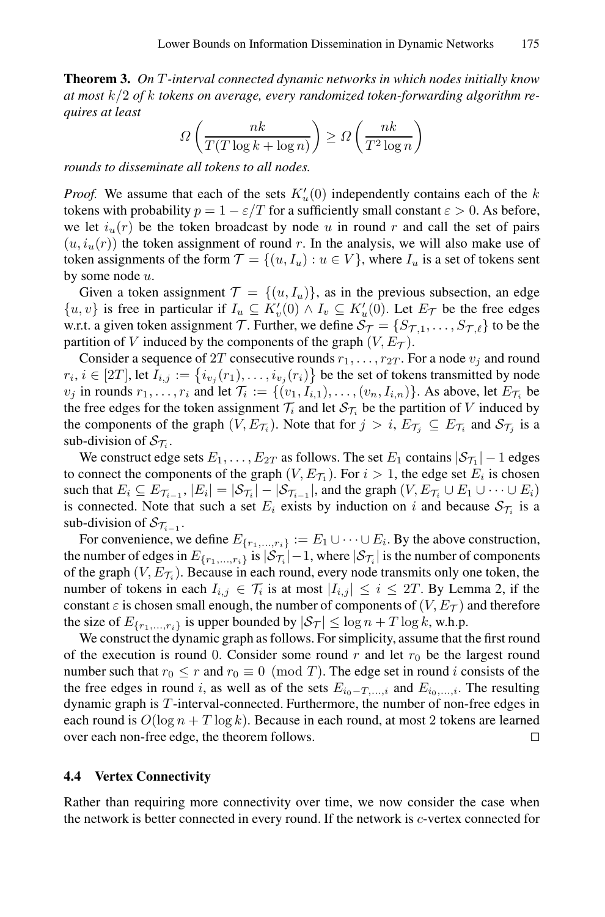**Theorem 3.** *On $T$-interval connected dynamic networks in which nodes initially know at most $k/2$ of $k$ tokens on average, every randomized token-forwarding algorithm requires at least*

$$\Omega\left(\frac{nk}{T(T\log k + \log n)}\right) \geq \Omega\left(\frac{nk}{T^2\log n}\right)$$

*rounds to disseminate all tokens to all nodes.*

*Proof.* We assume that each of the sets $K'_u(0)$ independently contains each of the $k$ tokens with probability $p = 1 - \varepsilon/T$ for a sufficiently small constant $\varepsilon > 0$. As before, we let $i_u(r)$ be the token broadcast by node $u$ in round $r$ and call the set of pairs $(u, i_u(r))$ the token assignment of round $r$. In the analysis, we will also make use of token assignments of the form $\mathcal{T} = \{(u, I_u) : u \in V\}$, where $I_u$ is a set of tokens sent by some node $u$.

Given a token assignment $\mathcal{T} = \{(u, I_u)\}$, as in the previous subsection, an edge $\{u, v\}$ is free in particular if $I_u \subseteq K'_v(0) \wedge I_v \subseteq K'_u(0)$. Let $E_{\mathcal{T}}$ be the free edges w.r.t. a given token assignment $\mathcal{T}$. Further, we define $\mathcal{S}_{\mathcal{T}} = \{S_{\mathcal{T},1}, \ldots, S_{\mathcal{T},\ell}\}$ to be the partition of $V$ induced by the components of the graph $(V, E_{\mathcal{T}})$.

Consider a sequence of $2T$ consecutive rounds $r_1, \ldots, r_{2T}$. For a node $v_j$ and round $r_i$, $i \in [2T]$, let $I_{i,j} := \{i_{v_j}(r_1), \ldots, i_{v_j}(r_i)\}$ be the set of tokens transmitted by node $v_j$ in rounds $r_1, \ldots, r_i$ and let $\mathcal{T}_i := \{(v_1, I_{i,1}), \ldots, (v_n, I_{i,n})\}$. As above, let $E_{\mathcal{T}_i}$ be the free edges for the token assignment $\mathcal{T}_i$ and let $\mathcal{S}_{\mathcal{T}_i}$ be the partition of $V$ induced by the components of the graph $(V, E_{\mathcal{T}_i})$. Note that for $j > i$, $E_{\mathcal{T}_j} \subseteq E_{\mathcal{T}_i}$ and $\mathcal{S}_{\mathcal{T}_j}$ is a sub-division of $\mathcal{S}_{\mathcal{T}_i}$.

We construct edge sets $E_1, \ldots, E_{2T}$ as follows. The set $E_1$ contains $|\mathcal{S}_{\mathcal{T}_1}| - 1$ edges to connect the components of the graph $(V, E_{\mathcal{T}_1})$. For $i > 1$, the edge set $E_i$ is chosen such that $E_i \subseteq E_{\mathcal{T}_{i-1}}$, $|E_i| = |\mathcal{S}_{\mathcal{T}_i}| - |\mathcal{S}_{\mathcal{T}_{i-1}}|$, and the graph $(V, E_{\mathcal{T}_i} \cup E_1 \cup \cdots \cup E_i)$ is connected. Note that such a set $E_i$ exists by induction on $i$ and because $\mathcal{S}_{\mathcal{T}_i}$ is a sub-division of $\mathcal{S}_{\mathcal{T}_{i-1}}$.

For convenience, we define $E_{\{r_1,\ldots,r_i\}} := E_1 \cup \cdots \cup E_i$. By the above construction, the number of edges in $E_{\{r_1,\ldots,r_i\}}$ is $|\mathcal{S}_{\mathcal{T}_i}| - 1$, where $|\mathcal{S}_{\mathcal{T}_i}|$ is the number of components of the graph $(V, E_{\mathcal{T}_i})$. Because in each round, every node transmits only one token, the number of tokens in each $I_{i,j} \in \mathcal{T}_i$ is at most $|I_{i,j}| \leq i \leq 2T$. By Lemma 2, if the constant $\varepsilon$ is chosen small enough, the number of components of $(V, E_{\mathcal{T}})$ and therefore the size of $E_{\{r_1,\ldots,r_i\}}$ is upper bounded by $|\mathcal{S}_{\mathcal{T}}| \leq \log n + T\log k$, w.h.p.

We construct the dynamic graph as follows. For simplicity, assume that the first round of the execution is round 0. Consider some round $r$ and let $r_0$ be the largest round number such that $r_0 \leq r$ and $r_0 \equiv 0 \pmod{T}$. The edge set in round $i$ consists of the the free edges in round $i$, as well as of the sets $E_{i_0-T,\ldots,i}$ and $E_{i_0,\ldots,i}$. The resulting dynamic graph is $T$-interval-connected. Furthermore, the number of non-free edges in each round is $O(\log n + T\log k)$. Because in each round, at most 2 tokens are learned over each non-free edge, the theorem follows. $\square$

### 4.4 Vertex Connectivity

Rather than requiring more connectivity over time, we now consider the case when the network is better connected in every round. If the network is $c$-vertex connected for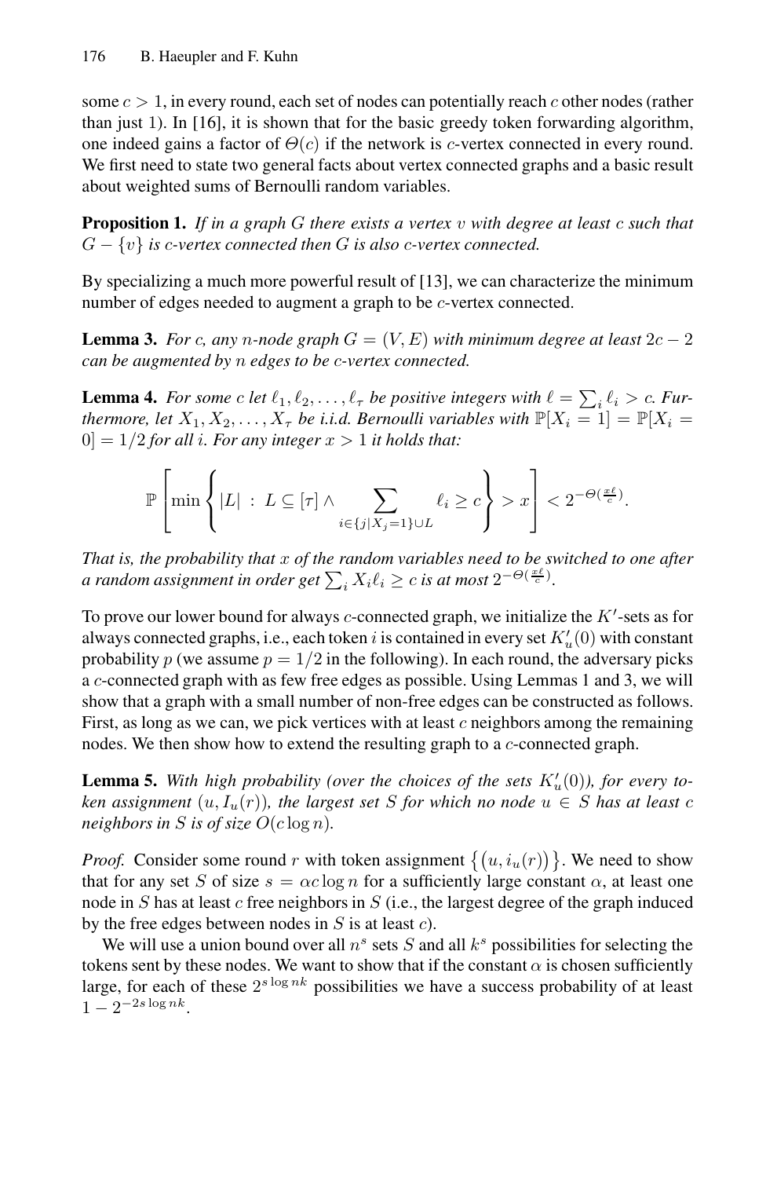some $c > 1$, in every round, each set of nodes can potentially reach $c$ other nodes (rather than just 1). In [16], it is shown that for the basic greedy token forwarding algorithm, one indeed gains a factor of $\Theta(c)$ if the network is $c$-vertex connected in every round. We first need to state two general facts about vertex connected graphs and a basic result about weighted sums of Bernoulli random variables.

**Proposition 1.** *If in a graph $G$ there exists a vertex $v$ with degree at least $c$ such that $G - \{v\}$ is $c$-vertex connected then $G$ is also $c$-vertex connected.*

By specializing a much more powerful result of [13], we can characterize the minimum number of edges needed to augment a graph to be $c$-vertex connected.

**Lemma 3.** *For $c$, any $n$-node graph $G = (V, E)$ with minimum degree at least $2c - 2$ can be augmented by $n$ edges to be $c$-vertex connected.*

**Lemma 4.** *For some $c$ let $\ell_1, \ell_2, \ldots, \ell_\tau$ be positive integers with $\ell = \sum_i \ell_i > c$. Furthermore, let $X_1, X_2, \ldots, X_\tau$ be i.i.d. Bernoulli variables with $\mathbb{P}[X_i = 1] = \mathbb{P}[X_i = 0] = 1/2$ for all $i$. For any integer $x > 1$ it holds that:*

$$\mathbb{P}\left[\min\left\{|L| \ : \ L \subseteq [\tau] \wedge \sum_{i \in \{j | X_j = 1\} \cup L} \ell_i \geq c\right\} > x\right] < 2^{-\Theta(\frac{x\ell}{c})}.$$

*That is, the probability that $x$ of the random variables need to be switched to one after a random assignment in order get $\sum_i X_i \ell_i \geq c$ is at most $2^{-\Theta(\frac{x\ell}{c})}$.*

To prove our lower bound for always $c$-connected graph, we initialize the $K'$-sets as for always connected graphs, i.e., each token $i$ is contained in every set $K'_u(0)$ with constant probability $p$ (we assume $p = 1/2$ in the following). In each round, the adversary picks a $c$-connected graph with as few free edges as possible. Using Lemmas 1 and 3, we will show that a graph with a small number of non-free edges can be constructed as follows. First, as long as we can, we pick vertices with at least $c$ neighbors among the remaining nodes. We then show how to extend the resulting graph to a $c$-connected graph.

**Lemma 5.** *With high probability (over the choices of the sets $K'_u(0)$), for every token assignment $(u, I_u(r))$, the largest set $S$ for which no node $u \in S$ has at least $c$ neighbors in $S$ is of size $O(c \log n)$.*

*Proof.* Consider some round $r$ with token assignment $\{(u, i_u(r))\}$. We need to show that for any set $S$ of size $s = \alpha c \log n$ for a sufficiently large constant $\alpha$, at least one node in $S$ has at least $c$ free neighbors in $S$ (i.e., the largest degree of the graph induced by the free edges between nodes in $S$ is at least $c$).

We will use a union bound over all $n^s$ sets $S$ and all $k^s$ possibilities for selecting the tokens sent by these nodes. We want to show that if the constant $\alpha$ is chosen sufficiently large, for each of these $2^{s \log nk}$ possibilities we have a success probability of at least $1 - 2^{-2s \log nk}$.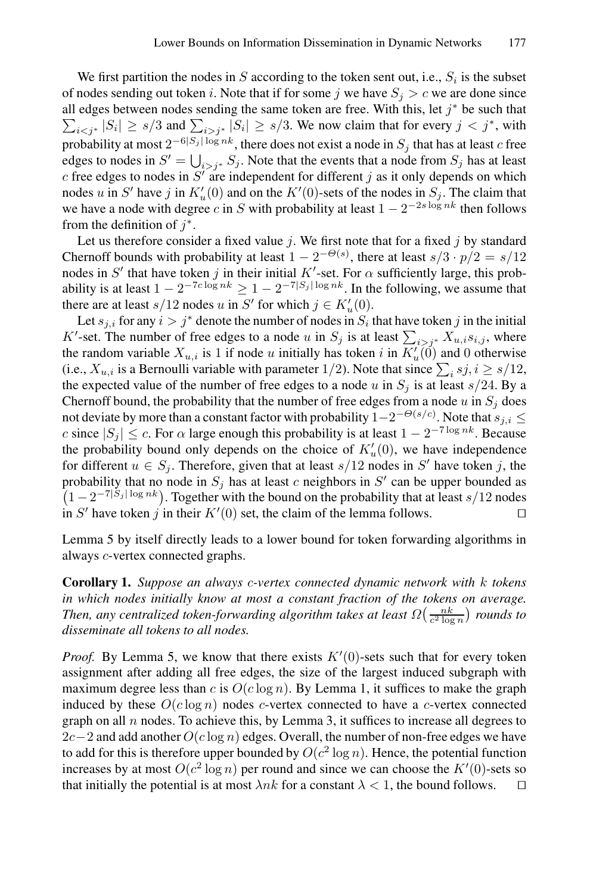We first partition the nodes in $S$ according to the token sent out, i.e., $S_i$ is the subset of nodes sending out token $i$. Note that if for some $j$ we have $S_j > c$ we are done since all edges between nodes sending the same token are free. With this, let $j^*$ be such that $\sum_{i<j^*} |S_i| \geq s/3$ and $\sum_{i>j^*} |S_i| \geq s/3$. We now claim that for every $j < j^*$, with probability at most $2^{-6|S_j| \log nk}$, there does not exist a node in $S_j$ that has at least $c$ free edges to nodes in $S' = \bigcup_{i>j^*} S_j$. Note that the events that a node from $S_j$ has at least $c$ free edges to nodes in $S'$ are independent for different $j$ as it only depends on which nodes $u$ in $S'$ have $j$ in $K'_u(0)$ and on the $K'(0)$-sets of the nodes in $S_j$. The claim that we have a node with degree $c$ in $S$ with probability at least $1 - 2^{-2s \log nk}$ then follows from the definition of $j^*$.

Let us therefore consider a fixed value $j$. We first note that for a fixed $j$ by standard Chernoff bounds with probability at least $1 - 2^{-\Theta(s)}$, there at least $s/3 \cdot p/2 = s/12$ nodes in $S'$ that have token $j$ in their initial $K'$-set. For $\alpha$ sufficiently large, this probability is at least $1 - 2^{-7c \log nk} \geq 1 - 2^{-7|S_j| \log nk}$. In the following, we assume that there are at least $s/12$ nodes $u$ in $S'$ for which $j \in K'_u(0)$.

Let $s_{j,i}$ for any $i > j^*$ denote the number of nodes in $S_i$ that have token $j$ in the initial $K'$-set. The number of free edges to a node $u$ in $S_j$ is at least $\sum_{i>j^*} X_{u,i} s_{i,j}$, where the random variable $X_{u,i}$ is 1 if node $u$ initially has token $i$ in $K'_u(0)$ and 0 otherwise (i.e., $X_{u,i}$ is a Bernoulli variable with parameter $1/2$). Note that since $\sum_i sj, i \geq s/12$, the expected value of the number of free edges to a node $u$ in $S_j$ is at least $s/24$. By a Chernoff bound, the probability that the number of free edges from a node $u$ in $S_j$ does not deviate by more than a constant factor with probability $1 - 2^{-\Theta(s/c)}$. Note that $s_{j,i} \leq c$ since $|S_j| \leq c$. For $\alpha$ large enough this probability is at least $1 - 2^{-7 \log nk}$. Because the probability bound only depends on the choice of $K'_u(0)$, we have independence for different $u \in S_j$. Therefore, given that at least $s/12$ nodes in $S'$ have token $j$, the probability that no node in $S_j$ has at least $c$ neighbors in $S'$ can be upper bounded as $\left(1 - 2^{-7|S_j| \log nk}\right)$. Together with the bound on the probability that at least $s/12$ nodes in $S'$ have token $j$ in their $K'(0)$ set, the claim of the lemma follows. $\square$

Lemma 5 by itself directly leads to a lower bound for token forwarding algorithms in always $c$-vertex connected graphs.

**Corollary 1.** *Suppose an always $c$-vertex connected dynamic network with $k$ tokens in which nodes initially know at most a constant fraction of the tokens on average. Then, any centralized token-forwarding algorithm takes at least $\Omega\left(\frac{nk}{c^2 \log n}\right)$ rounds to disseminate all tokens to all nodes.*

*Proof.* By Lemma 5, we know that there exists $K'(0)$-sets such that for every token assignment after adding all free edges, the size of the largest induced subgraph with maximum degree less than $c$ is $O(c \log n)$. By Lemma 1, it suffices to make the graph induced by these $O(c \log n)$ nodes $c$-vertex connected to have a $c$-vertex connected graph on all $n$ nodes. To achieve this, by Lemma 3, it suffices to increase all degrees to $2c-2$ and add another $O(c \log n)$ edges. Overall, the number of non-free edges we have to add for this is therefore upper bounded by $O(c^2 \log n)$. Hence, the potential function increases by at most $O(c^2 \log n)$ per round and since we can choose the $K'(0)$-sets so that initially the potential is at most $\lambda nk$ for a constant $\lambda < 1$, the bound follows. $\square$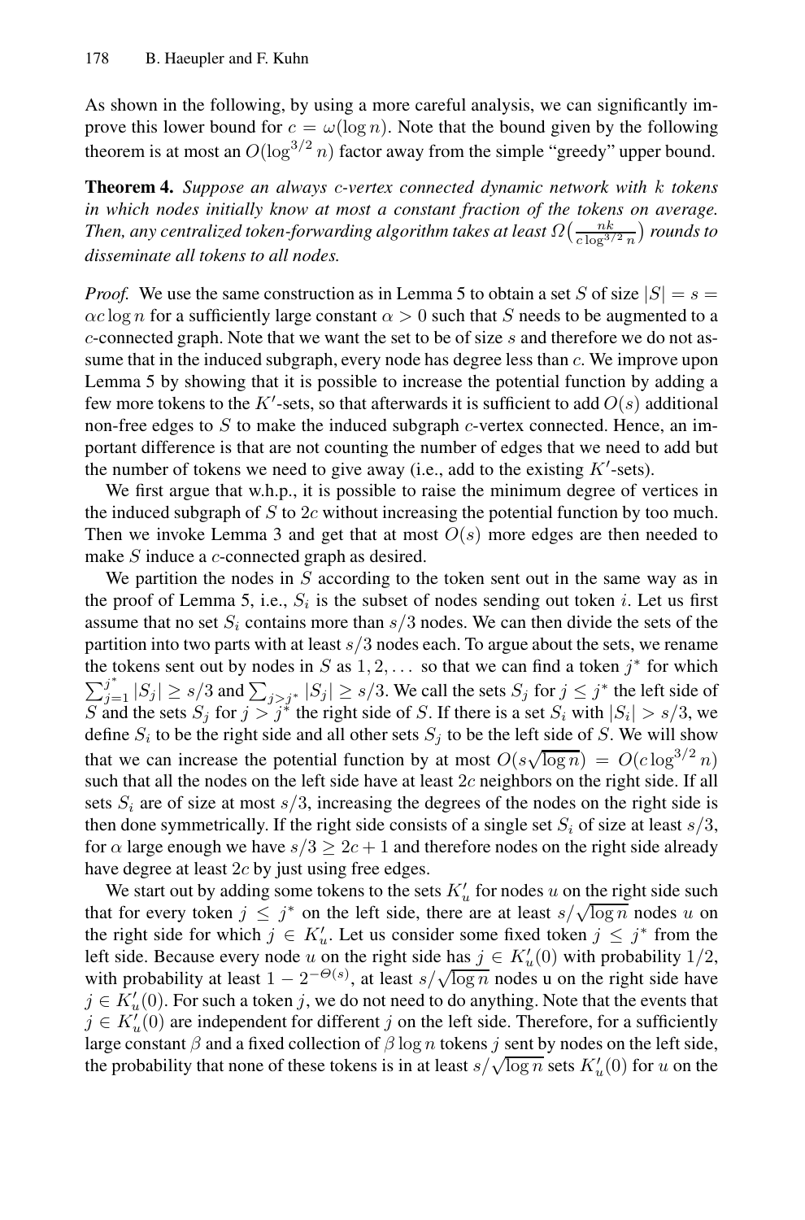As shown in the following, by using a more careful analysis, we can significantly improve this lower bound for $c = \omega(\log n)$. Note that the bound given by the following theorem is at most an $O(\log^{3/2} n)$ factor away from the simple "greedy" upper bound.

**Theorem 4.** *Suppose an always c-vertex connected dynamic network with k tokens in which nodes initially know at most a constant fraction of the tokens on average. Then, any centralized token-forwarding algorithm takes at least* $\Omega\big(\frac{nk}{c\log^{3/2} n}\big)$ *rounds to disseminate all tokens to all nodes.*

*Proof.* We use the same construction as in Lemma 5 to obtain a set $S$ of size $|S| = s = \alpha c \log n$ for a sufficiently large constant $\alpha > 0$ such that $S$ needs to be augmented to a $c$-connected graph. Note that we want the set to be of size $s$ and therefore we do not assume that in the induced subgraph, every node has degree less than $c$. We improve upon Lemma 5 by showing that it is possible to increase the potential function by adding a few more tokens to the $K'$-sets, so that afterwards it is sufficient to add $O(s)$ additional non-free edges to $S$ to make the induced subgraph $c$-vertex connected. Hence, an important difference is that are not counting the number of edges that we need to add but the number of tokens we need to give away (i.e., add to the existing $K'$-sets).

We first argue that w.h.p., it is possible to raise the minimum degree of vertices in the induced subgraph of $S$ to $2c$ without increasing the potential function by too much. Then we invoke Lemma 3 and get that at most $O(s)$ more edges are then needed to make $S$ induce a $c$-connected graph as desired.

We partition the nodes in $S$ according to the token sent out in the same way as in the proof of Lemma 5, i.e., $S_i$ is the subset of nodes sending out token $i$. Let us first assume that no set $S_i$ contains more than $s/3$ nodes. We can then divide the sets of the partition into two parts with at least $s/3$ nodes each. To argue about the sets, we rename the tokens sent out by nodes in $S$ as $1, 2, \ldots$ so that we can find a token $j^*$ for which $\sum_{j=1}^{j^*} |S_j| \geq s/3$ and $\sum_{j>j^*} |S_j| \geq s/3$. We call the sets $S_j$ for $j \leq j^*$ the left side of $S$ and the sets $S_j$ for $j > j^*$ the right side of $S$. If there is a set $S_i$ with $|S_i| > s/3$, we define $S_i$ to be the right side and all other sets $S_j$ to be the left side of $S$. We will show that we can increase the potential function by at most $O(s\sqrt{\log n}) = O(c \log^{3/2} n)$ such that all the nodes on the left side have at least $2c$ neighbors on the right side. If all sets $S_i$ are of size at most $s/3$, increasing the degrees of the nodes on the right side is then done symmetrically. If the right side consists of a single set $S_i$ of size at least $s/3$, for $\alpha$ large enough we have $s/3 \geq 2c + 1$ and therefore nodes on the right side already have degree at least $2c$ by just using free edges.

We start out by adding some tokens to the sets $K'_u$ for nodes $u$ on the right side such that for every token $j \leq j^*$ on the left side, there are at least $s/\sqrt{\log n}$ nodes $u$ on the right side for which $j \in K'_u$. Let us consider some fixed token $j \leq j^*$ from the left side. Because every node $u$ on the right side has $j \in K'_u(0)$ with probability $1/2$, with probability at least $1 - 2^{-\Theta(s)}$, at least $s/\sqrt{\log n}$ nodes u on the right side have $j \in K'_u(0)$. For such a token $j$, we do not need to do anything. Note that the events that $j \in K'_u(0)$ are independent for different $j$ on the left side. Therefore, for a sufficiently large constant $\beta$ and a fixed collection of $\beta \log n$ tokens $j$ sent by nodes on the left side, the probability that none of these tokens is in at least $s/\sqrt{\log n}$ sets $K'_u(0)$ for $u$ on the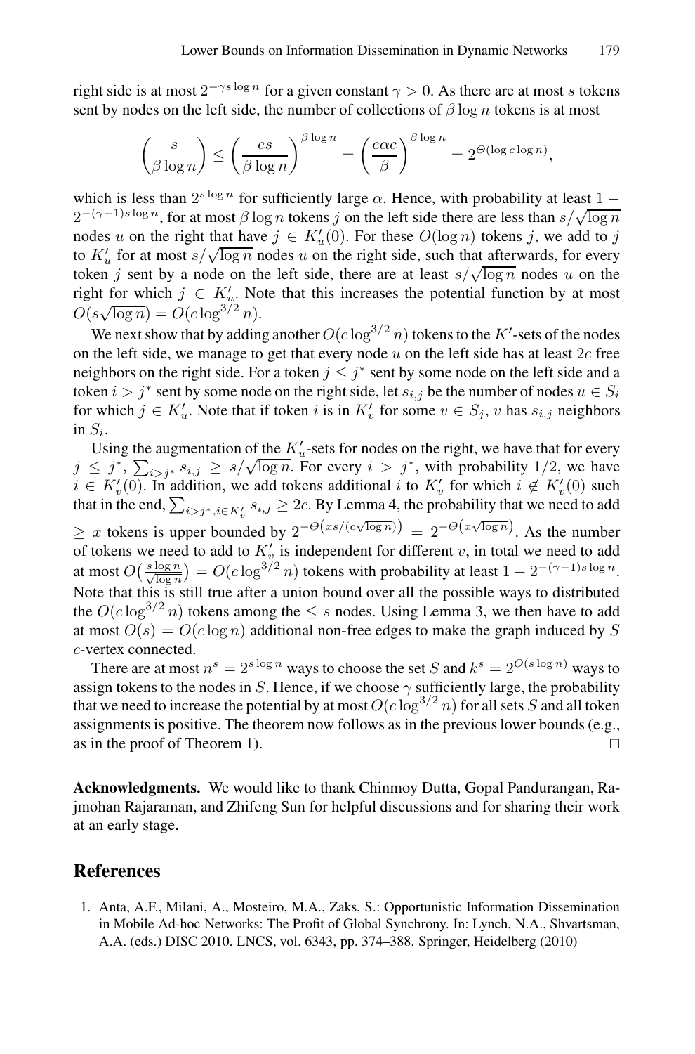right side is at most $2^{-\gamma s \log n}$ for a given constant $\gamma > 0$. As there are at most $s$ tokens sent by nodes on the left side, the number of collections of $\beta \log n$ tokens is at most

$$\binom{s}{\beta \log n} \leq \left(\frac{es}{\beta \log n}\right)^{\beta \log n} = \left(\frac{e\alpha c}{\beta}\right)^{\beta \log n} = 2^{\Theta(\log c \log n)},$$

which is less than $2^{s \log n}$ for sufficiently large $\alpha$. Hence, with probability at least $1 - 2^{-(\gamma-1)s \log n}$, for at most $\beta \log n$ tokens $j$ on the left side there are less than $s/\sqrt{\log n}$ nodes $u$ on the right that have $j \in K'_u(0)$. For these $O(\log n)$ tokens $j$, we add to $j$ to $K'_u$ for at most $s/\sqrt{\log n}$ nodes $u$ on the right side, such that afterwards, for every token $j$ sent by a node on the left side, there are at least $s/\sqrt{\log n}$ nodes $u$ on the right for which $j \in K'_u$. Note that this increases the potential function by at most $O(s\sqrt{\log n}) = O(c \log^{3/2} n)$.

We next show that by adding another $O(c \log^{3/2} n)$ tokens to the $K'$-sets of the nodes on the left side, we manage to get that every node $u$ on the left side has at least $2c$ free neighbors on the right side. For a token $j \leq j^*$ sent by some node on the left side and a token $i > j^*$ sent by some node on the right side, let $s_{i,j}$ be the number of nodes $u \in S_i$ for which $j \in K'_u$. Note that if token $i$ is in $K'_v$ for some $v \in S_j$, $v$ has $s_{i,j}$ neighbors in $S_i$.

Using the augmentation of the $K'_u$-sets for nodes on the right, we have that for every $j \leq j^*$, $\sum_{i>j^*} s_{i,j} \geq s/\sqrt{\log n}$. For every $i > j^*$, with probability $1/2$, we have $i \in K'_v(0)$. In addition, we add tokens additional $i$ to $K'_v$ for which $i \notin K'_v(0)$ such that in the end, $\sum_{i>j^*, i \in K'_v} s_{i,j} \geq 2c$. By Lemma 4, the probability that we need to add $\geq x$ tokens is upper bounded by $2^{-\Theta\left(xs/(c\sqrt{\log n})\right)} = 2^{-\Theta\left(x\sqrt{\log n}\right)}$. As the number of tokens we need to add to $K'_v$ is independent for different $v$, in total we need to add at most $O\left(\frac{s \log n}{\sqrt{\log n}}\right) = O(c \log^{3/2} n)$ tokens with probability at least $1 - 2^{-(\gamma-1)s \log n}$. Note that this is still true after a union bound over all the possible ways to distributed the $O(c \log^{3/2} n)$ tokens among the $\leq s$ nodes. Using Lemma 3, we then have to add at most $O(s) = O(c \log n)$ additional non-free edges to make the graph induced by $S$ $c$-vertex connected.

There are at most $n^s = 2^{s \log n}$ ways to choose the set $S$ and $k^s = 2^{O(s \log n)}$ ways to assign tokens to the nodes in $S$. Hence, if we choose $\gamma$ sufficiently large, the probability that we need to increase the potential by at most $O(c \log^{3/2} n)$ for all sets $S$ and all token assignments is positive. The theorem now follows as in the previous lower bounds (e.g., as in the proof of Theorem 1). □

**Acknowledgments.** We would like to thank Chinmoy Dutta, Gopal Pandurangan, Rajmohan Rajaraman, and Zhifeng Sun for helpful discussions and for sharing their work at an early stage.

## References

1. Anta, A.F., Milani, A., Mosteiro, M.A., Zaks, S.: Opportunistic Information Dissemination in Mobile Ad-hoc Networks: The Profit of Global Synchrony. In: Lynch, N.A., Shvartsman, A.A. (eds.) DISC 2010. LNCS, vol. 6343, pp. 374–388. Springer, Heidelberg (2010)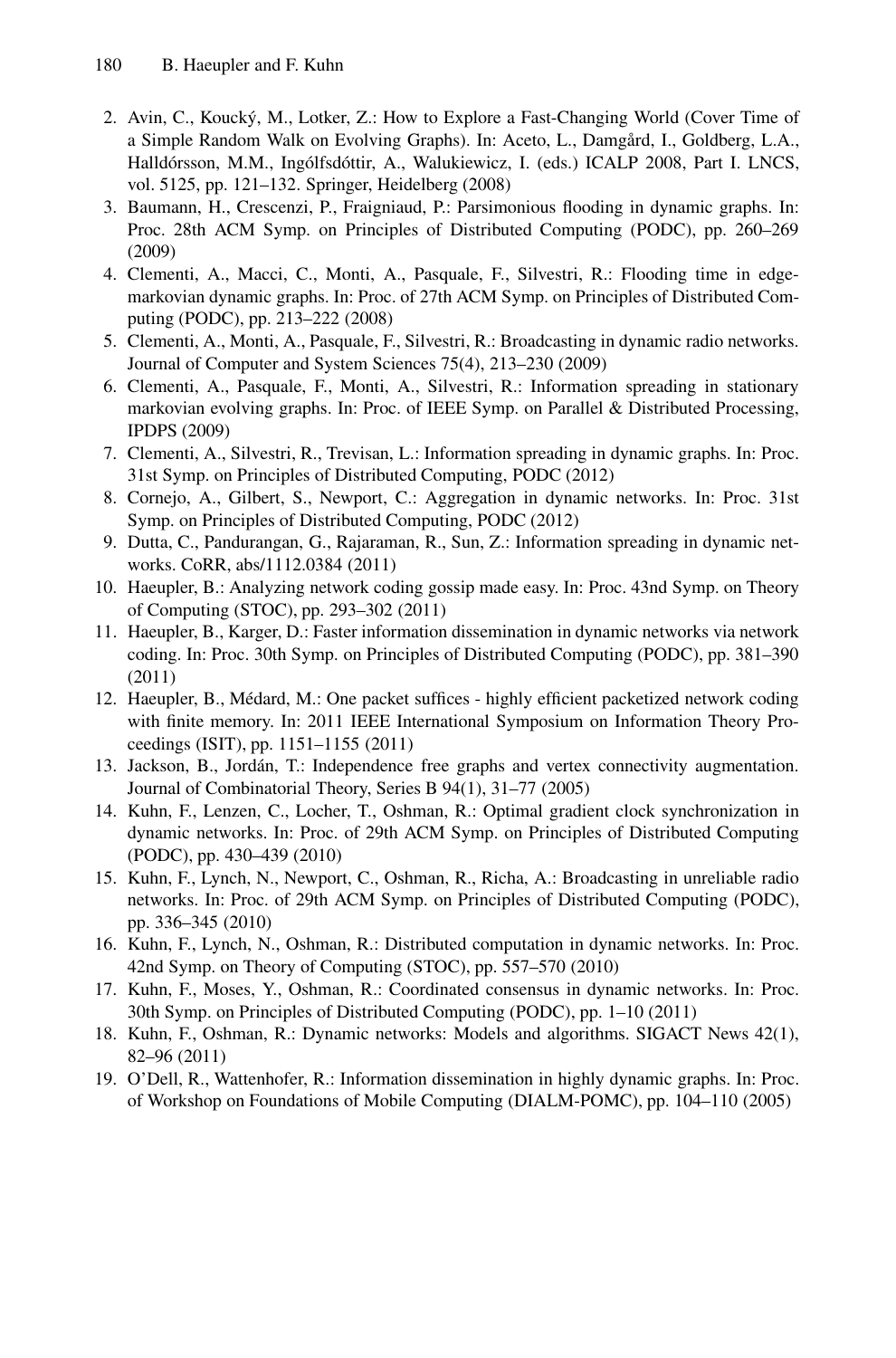2. Avin, C., Koucký, M., Lotker, Z.: How to Explore a Fast-Changing World (Cover Time of a Simple Random Walk on Evolving Graphs). In: Aceto, L., Damgård, I., Goldberg, L.A., Halldórsson, M.M., Ingólfsdóttir, A., Walukiewicz, I. (eds.) ICALP 2008, Part I. LNCS, vol. 5125, pp. 121–132. Springer, Heidelberg (2008)
3. Baumann, H., Crescenzi, P., Fraigniaud, P.: Parsimonious flooding in dynamic graphs. In: Proc. 28th ACM Symp. on Principles of Distributed Computing (PODC), pp. 260–269 (2009)
4. Clementi, A., Macci, C., Monti, A., Pasquale, F., Silvestri, R.: Flooding time in edge-markovian dynamic graphs. In: Proc. of 27th ACM Symp. on Principles of Distributed Computing (PODC), pp. 213–222 (2008)
5. Clementi, A., Monti, A., Pasquale, F., Silvestri, R.: Broadcasting in dynamic radio networks. Journal of Computer and System Sciences 75(4), 213–230 (2009)
6. Clementi, A., Pasquale, F., Monti, A., Silvestri, R.: Information spreading in stationary markovian evolving graphs. In: Proc. of IEEE Symp. on Parallel & Distributed Processing, IPDPS (2009)
7. Clementi, A., Silvestri, R., Trevisan, L.: Information spreading in dynamic graphs. In: Proc. 31st Symp. on Principles of Distributed Computing, PODC (2012)
8. Cornejo, A., Gilbert, S., Newport, C.: Aggregation in dynamic networks. In: Proc. 31st Symp. on Principles of Distributed Computing, PODC (2012)
9. Dutta, C., Pandurangan, G., Rajaraman, R., Sun, Z.: Information spreading in dynamic networks. CoRR, abs/1112.0384 (2011)
10. Haeupler, B.: Analyzing network coding gossip made easy. In: Proc. 43nd Symp. on Theory of Computing (STOC), pp. 293–302 (2011)
11. Haeupler, B., Karger, D.: Faster information dissemination in dynamic networks via network coding. In: Proc. 30th Symp. on Principles of Distributed Computing (PODC), pp. 381–390 (2011)
12. Haeupler, B., Médard, M.: One packet suffices - highly efficient packetized network coding with finite memory. In: 2011 IEEE International Symposium on Information Theory Proceedings (ISIT), pp. 1151–1155 (2011)
13. Jackson, B., Jordán, T.: Independence free graphs and vertex connectivity augmentation. Journal of Combinatorial Theory, Series B 94(1), 31–77 (2005)
14. Kuhn, F., Lenzen, C., Locher, T., Oshman, R.: Optimal gradient clock synchronization in dynamic networks. In: Proc. of 29th ACM Symp. on Principles of Distributed Computing (PODC), pp. 430–439 (2010)
15. Kuhn, F., Lynch, N., Newport, C., Oshman, R., Richa, A.: Broadcasting in unreliable radio networks. In: Proc. of 29th ACM Symp. on Principles of Distributed Computing (PODC), pp. 336–345 (2010)
16. Kuhn, F., Lynch, N., Oshman, R.: Distributed computation in dynamic networks. In: Proc. 42nd Symp. on Theory of Computing (STOC), pp. 557–570 (2010)
17. Kuhn, F., Moses, Y., Oshman, R.: Coordinated consensus in dynamic networks. In: Proc. 30th Symp. on Principles of Distributed Computing (PODC), pp. 1–10 (2011)
18. Kuhn, F., Oshman, R.: Dynamic networks: Models and algorithms. SIGACT News 42(1), 82–96 (2011)
19. O'Dell, R., Wattenhofer, R.: Information dissemination in highly dynamic graphs. In: Proc. of Workshop on Foundations of Mobile Computing (DIALM-POMC), pp. 104–110 (2005)